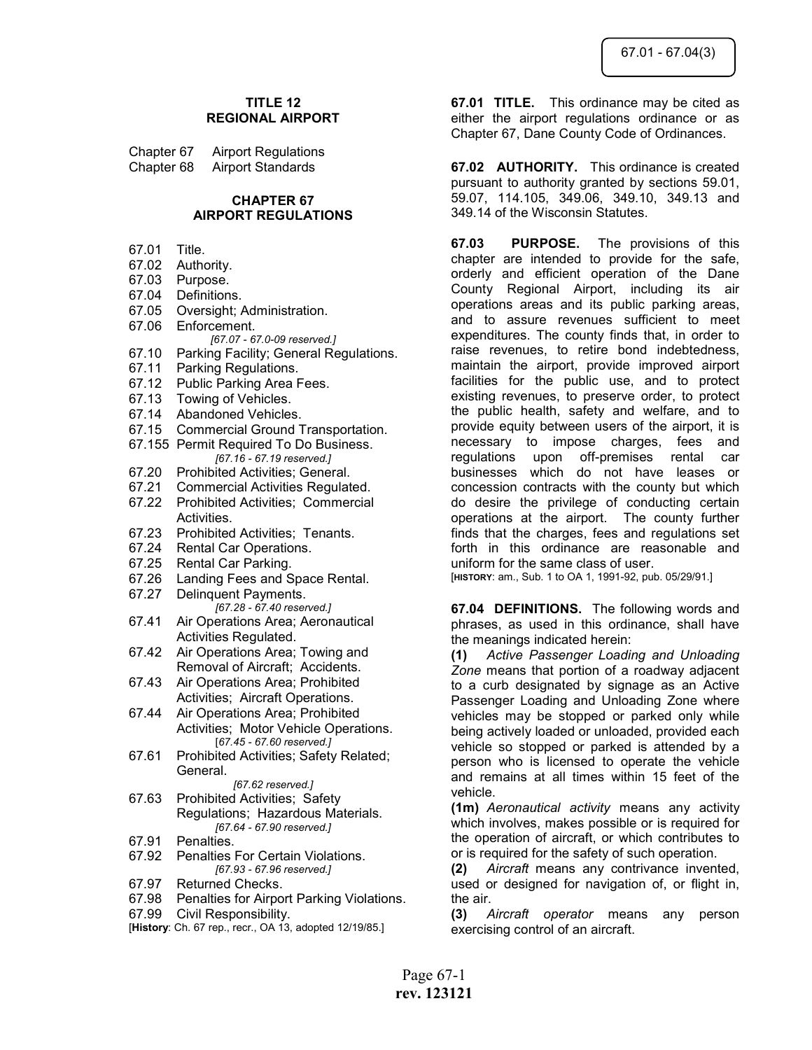# TITLE 12
# REGIONAL AIRPORT

Chapter 67 Airport Regulations
Chapter 68 Airport Standards

## CHAPTER 67
## AIRPORT REGULATIONS

67.01 Title.
67.02 Authority.
67.03 Purpose.
67.04 Definitions.
67.05 Oversight; Administration.
67.06 Enforcement.
*[67.07 - 67.0-09 reserved.]*
67.10 Parking Facility; General Regulations.
67.11 Parking Regulations.
67.12 Public Parking Area Fees.
67.13 Towing of Vehicles.
67.14 Abandoned Vehicles.
67.15 Commercial Ground Transportation.
67.155 Permit Required To Do Business.
*[67.16 - 67.19 reserved.]*
67.20 Prohibited Activities; General.
67.21 Commercial Activities Regulated.
67.22 Prohibited Activities; Commercial Activities.
67.23 Prohibited Activities; Tenants.
67.24 Rental Car Operations.
67.25 Rental Car Parking.
67.26 Landing Fees and Space Rental.
67.27 Delinquent Payments.
*[67.28 - 67.40 reserved.]*
67.41 Air Operations Area; Aeronautical Activities Regulated.
67.42 Air Operations Area; Towing and Removal of Aircraft; Accidents.
67.43 Air Operations Area; Prohibited Activities; Aircraft Operations.
67.44 Air Operations Area; Prohibited Activities; Motor Vehicle Operations.
[*67.45 - 67.60 reserved.*]
67.61 Prohibited Activities; Safety Related; General.
*[67.62 reserved.]*
67.63 Prohibited Activities; Safety Regulations; Hazardous Materials.
*[67.64 - 67.90 reserved.]*
67.91 Penalties.
67.92 Penalties For Certain Violations.
*[67.93 - 67.96 reserved.]*
67.97 Returned Checks.
67.98 Penalties for Airport Parking Violations.
67.99 Civil Responsibility.

[**History**: Ch. 67 rep., recr., OA 13, adopted 12/19/85.]

**67.01 TITLE.** This ordinance may be cited as either the airport regulations ordinance or as Chapter 67, Dane County Code of Ordinances.

**67.02 AUTHORITY.** This ordinance is created pursuant to authority granted by sections 59.01, 59.07, 114.105, 349.06, 349.10, 349.13 and 349.14 of the Wisconsin Statutes.

**67.03 PURPOSE.** The provisions of this chapter are intended to provide for the safe, orderly and efficient operation of the Dane County Regional Airport, including its air operations areas and its public parking areas, and to assure revenues sufficient to meet expenditures. The county finds that, in order to raise revenues, to retire bond indebtedness, maintain the airport, provide improved airport facilities for the public use, and to protect existing revenues, to preserve order, to protect the public health, safety and welfare, and to provide equity between users of the airport, it is necessary to impose charges, fees and regulations upon off-premises rental car businesses which do not have leases or concession contracts with the county but which do desire the privilege of conducting certain operations at the airport. The county further finds that the charges, fees and regulations set forth in this ordinance are reasonable and uniform for the same class of user.
[**HISTORY**: am., Sub. 1 to OA 1, 1991-92, pub. 05/29/91.]

**67.04 DEFINITIONS.** The following words and phrases, as used in this ordinance, shall have the meanings indicated herein:

**(1)** *Active Passenger Loading and Unloading Zone* means that portion of a roadway adjacent to a curb designated by signage as an Active Passenger Loading and Unloading Zone where vehicles may be stopped or parked only while being actively loaded or unloaded, provided each vehicle so stopped or parked is attended by a person who is licensed to operate the vehicle and remains at all times within 15 feet of the vehicle.

**(1m)** *Aeronautical activity* means any activity which involves, makes possible or is required for the operation of aircraft, or which contributes to or is required for the safety of such operation.

**(2)** *Aircraft* means any contrivance invented, used or designed for navigation of, or flight in, the air.

**(3)** *Aircraft operator* means any person exercising control of an aircraft.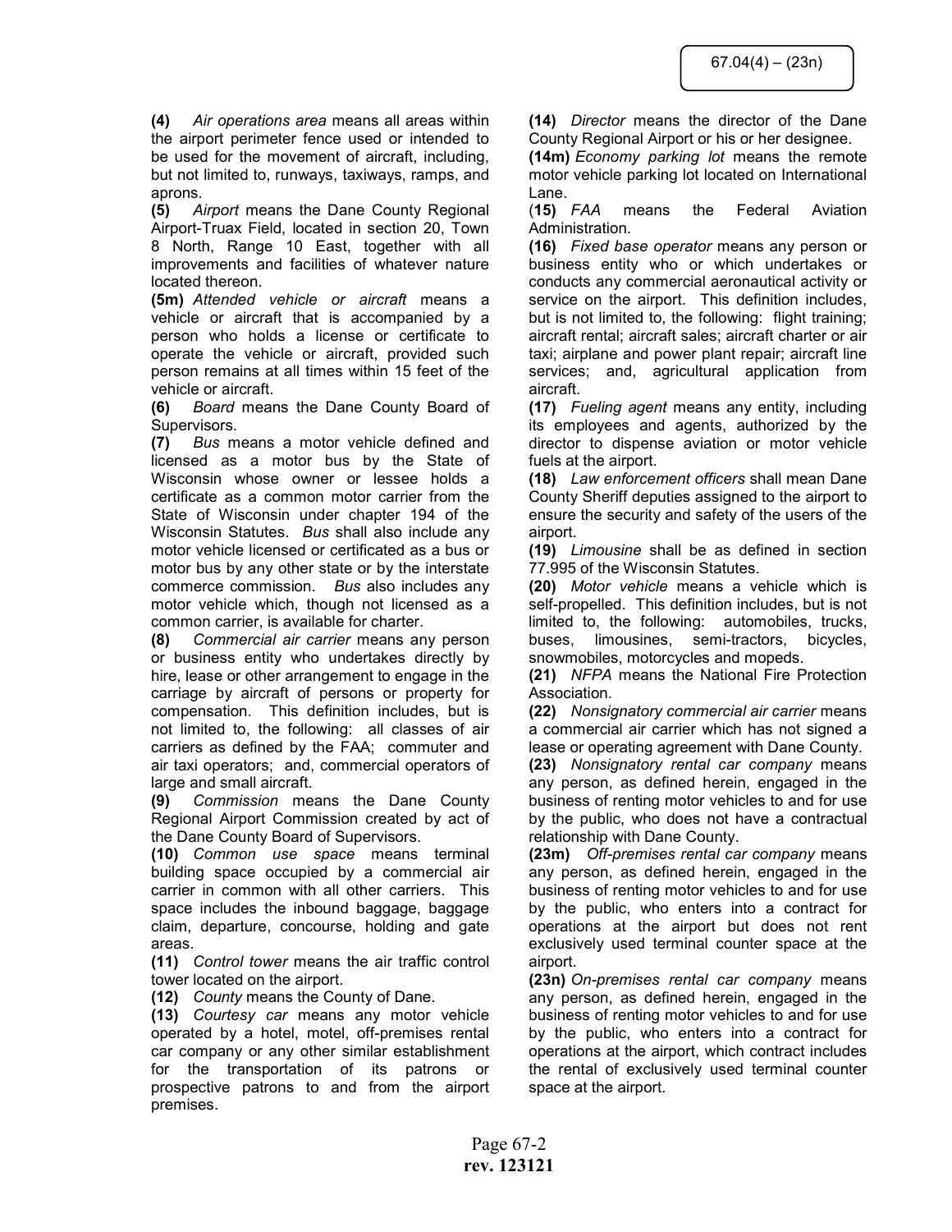**(4)** *Air operations area* means all areas within the airport perimeter fence used or intended to be used for the movement of aircraft, including, but not limited to, runways, taxiways, ramps, and aprons.

**(5)** *Airport* means the Dane County Regional Airport-Truax Field, located in section 20, Town 8 North, Range 10 East, together with all improvements and facilities of whatever nature located thereon.

**(5m)** *Attended vehicle or aircraft* means a vehicle or aircraft that is accompanied by a person who holds a license or certificate to operate the vehicle or aircraft, provided such person remains at all times within 15 feet of the vehicle or aircraft.

**(6)** *Board* means the Dane County Board of Supervisors.

**(7)** *Bus* means a motor vehicle defined and licensed as a motor bus by the State of Wisconsin whose owner or lessee holds a certificate as a common motor carrier from the State of Wisconsin under chapter 194 of the Wisconsin Statutes. *Bus* shall also include any motor vehicle licensed or certificated as a bus or motor bus by any other state or by the interstate commerce commission. *Bus* also includes any motor vehicle which, though not licensed as a common carrier, is available for charter.

**(8)** *Commercial air carrier* means any person or business entity who undertakes directly by hire, lease or other arrangement to engage in the carriage by aircraft of persons or property for compensation. This definition includes, but is not limited to, the following: all classes of air carriers as defined by the FAA; commuter and air taxi operators; and, commercial operators of large and small aircraft.

**(9)** *Commission* means the Dane County Regional Airport Commission created by act of the Dane County Board of Supervisors.

**(10)** *Common use space* means terminal building space occupied by a commercial air carrier in common with all other carriers. This space includes the inbound baggage, baggage claim, departure, concourse, holding and gate areas.

**(11)** *Control tower* means the air traffic control tower located on the airport.

**(12)** *County* means the County of Dane.

**(13)** *Courtesy car* means any motor vehicle operated by a hotel, motel, off-premises rental car company or any other similar establishment for the transportation of its patrons or prospective patrons to and from the airport premises.

**(14)** *Director* means the director of the Dane County Regional Airport or his or her designee.

**(14m)** *Economy parking lot* means the remote motor vehicle parking lot located on International Lane.

(**15)** *FAA* means the Federal Aviation Administration.

**(16)** *Fixed base operator* means any person or business entity who or which undertakes or conducts any commercial aeronautical activity or service on the airport. This definition includes, but is not limited to, the following: flight training; aircraft rental; aircraft sales; aircraft charter or air taxi; airplane and power plant repair; aircraft line services; and, agricultural application from aircraft.

**(17)** *Fueling agent* means any entity, including its employees and agents, authorized by the director to dispense aviation or motor vehicle fuels at the airport.

**(18)** *Law enforcement officers* shall mean Dane County Sheriff deputies assigned to the airport to ensure the security and safety of the users of the airport.

**(19)** *Limousine* shall be as defined in section 77.995 of the Wisconsin Statutes.

**(20)** *Motor vehicle* means a vehicle which is self-propelled. This definition includes, but is not limited to, the following: automobiles, trucks, buses, limousines, semi-tractors, bicycles, snowmobiles, motorcycles and mopeds.

**(21)** *NFPA* means the National Fire Protection Association.

**(22)** *Nonsignatory commercial air carrier* means a commercial air carrier which has not signed a lease or operating agreement with Dane County.

**(23)** *Nonsignatory rental car company* means any person, as defined herein, engaged in the business of renting motor vehicles to and for use by the public, who does not have a contractual relationship with Dane County.

**(23m)** *Off-premises rental car company* means any person, as defined herein, engaged in the business of renting motor vehicles to and for use by the public, who enters into a contract for operations at the airport but does not rent exclusively used terminal counter space at the airport.

**(23n)** *On-premises rental car company* means any person, as defined herein, engaged in the business of renting motor vehicles to and for use by the public, who enters into a contract for operations at the airport, which contract includes the rental of exclusively used terminal counter space at the airport.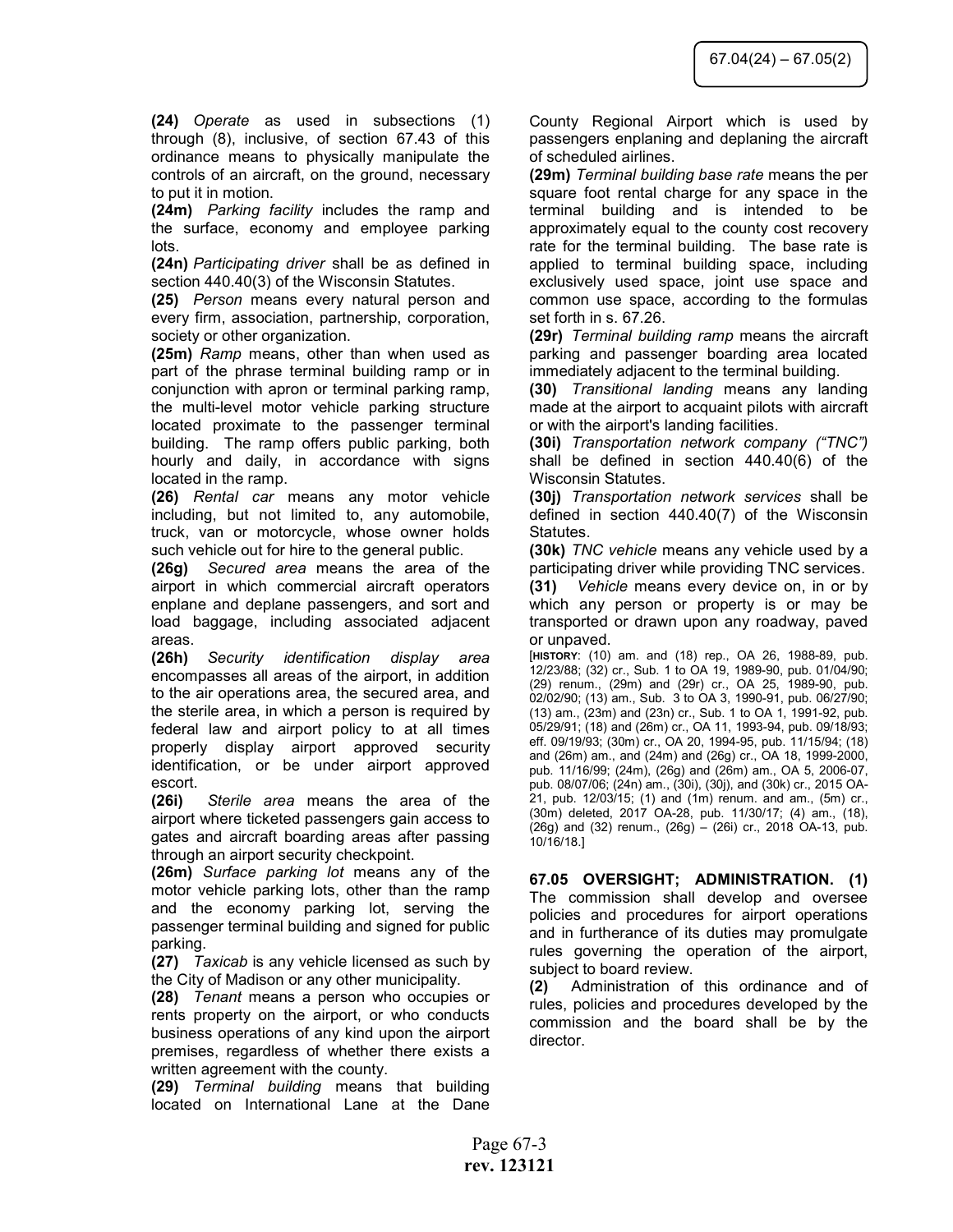**(24)** *Operate* as used in subsections (1) through (8), inclusive, of section 67.43 of this ordinance means to physically manipulate the controls of an aircraft, on the ground, necessary to put it in motion.

**(24m)** *Parking facility* includes the ramp and the surface, economy and employee parking lots.

**(24n)** *Participating driver* shall be as defined in section 440.40(3) of the Wisconsin Statutes.

**(25)** *Person* means every natural person and every firm, association, partnership, corporation, society or other organization.

**(25m)** *Ramp* means, other than when used as part of the phrase terminal building ramp or in conjunction with apron or terminal parking ramp, the multi-level motor vehicle parking structure located proximate to the passenger terminal building. The ramp offers public parking, both hourly and daily, in accordance with signs located in the ramp.

**(26)** *Rental car* means any motor vehicle including, but not limited to, any automobile, truck, van or motorcycle, whose owner holds such vehicle out for hire to the general public.

**(26g)** *Secured area* means the area of the airport in which commercial aircraft operators enplane and deplane passengers, and sort and load baggage, including associated adjacent areas.

**(26h)** *Security identification display area* encompasses all areas of the airport, in addition to the air operations area, the secured area, and the sterile area, in which a person is required by federal law and airport policy to at all times properly display airport approved security identification, or be under airport approved escort.

**(26i)** *Sterile area* means the area of the airport where ticketed passengers gain access to gates and aircraft boarding areas after passing through an airport security checkpoint.

**(26m)** *Surface parking lot* means any of the motor vehicle parking lots, other than the ramp and the economy parking lot, serving the passenger terminal building and signed for public parking.

**(27)** *Taxicab* is any vehicle licensed as such by the City of Madison or any other municipality.

**(28)** *Tenant* means a person who occupies or rents property on the airport, or who conducts business operations of any kind upon the airport premises, regardless of whether there exists a written agreement with the county.

**(29)** *Terminal building* means that building located on International Lane at the Dane County Regional Airport which is used by passengers enplaning and deplaning the aircraft of scheduled airlines.

**(29m)** *Terminal building base rate* means the per square foot rental charge for any space in the terminal building and is intended to be approximately equal to the county cost recovery rate for the terminal building. The base rate is applied to terminal building space, including exclusively used space, joint use space and common use space, according to the formulas set forth in s. 67.26.

**(29r)** *Terminal building ramp* means the aircraft parking and passenger boarding area located immediately adjacent to the terminal building.

**(30)** *Transitional landing* means any landing made at the airport to acquaint pilots with aircraft or with the airport's landing facilities.

**(30i)** *Transportation network company ("TNC")* shall be defined in section 440.40(6) of the Wisconsin Statutes.

**(30j)** *Transportation network services* shall be defined in section 440.40(7) of the Wisconsin Statutes.

**(30k)** *TNC vehicle* means any vehicle used by a participating driver while providing TNC services.

**(31)** *Vehicle* means every device on, in or by which any person or property is or may be transported or drawn upon any roadway, paved or unpaved.

[**HISTORY**: (10) am. and (18) rep., OA 26, 1988-89, pub. 12/23/88; (32) cr., Sub. 1 to OA 19, 1989-90, pub. 01/04/90; (29) renum., (29m) and (29r) cr., OA 25, 1989-90, pub. 02/02/90; (13) am., Sub. 3 to OA 3, 1990-91, pub. 06/27/90; (13) am., (23m) and (23n) cr., Sub. 1 to OA 1, 1991-92, pub. 05/29/91; (18) and (26m) cr., OA 11, 1993-94, pub. 09/18/93; eff. 09/19/93; (30m) cr., OA 20, 1994-95, pub. 11/15/94; (18) and (26m) am., and (24m) and (26g) cr., OA 18, 1999-2000, pub. 11/16/99; (24m), (26g) and (26m) am., OA 5, 2006-07, pub. 08/07/06; (24n) am., (30i), (30j), and (30k) cr., 2015 OA-21, pub. 12/03/15; (1) and (1m) renum. and am., (5m) cr., (30m) deleted, 2017 OA-28, pub. 11/30/17; (4) am., (18), (26g) and (32) renum., (26g) – (26i) cr., 2018 OA-13, pub. 10/16/18.]

**67.05 OVERSIGHT; ADMINISTRATION. (1)** The commission shall develop and oversee policies and procedures for airport operations and in furtherance of its duties may promulgate rules governing the operation of the airport, subject to board review.

**(2)** Administration of this ordinance and of rules, policies and procedures developed by the commission and the board shall be by the director.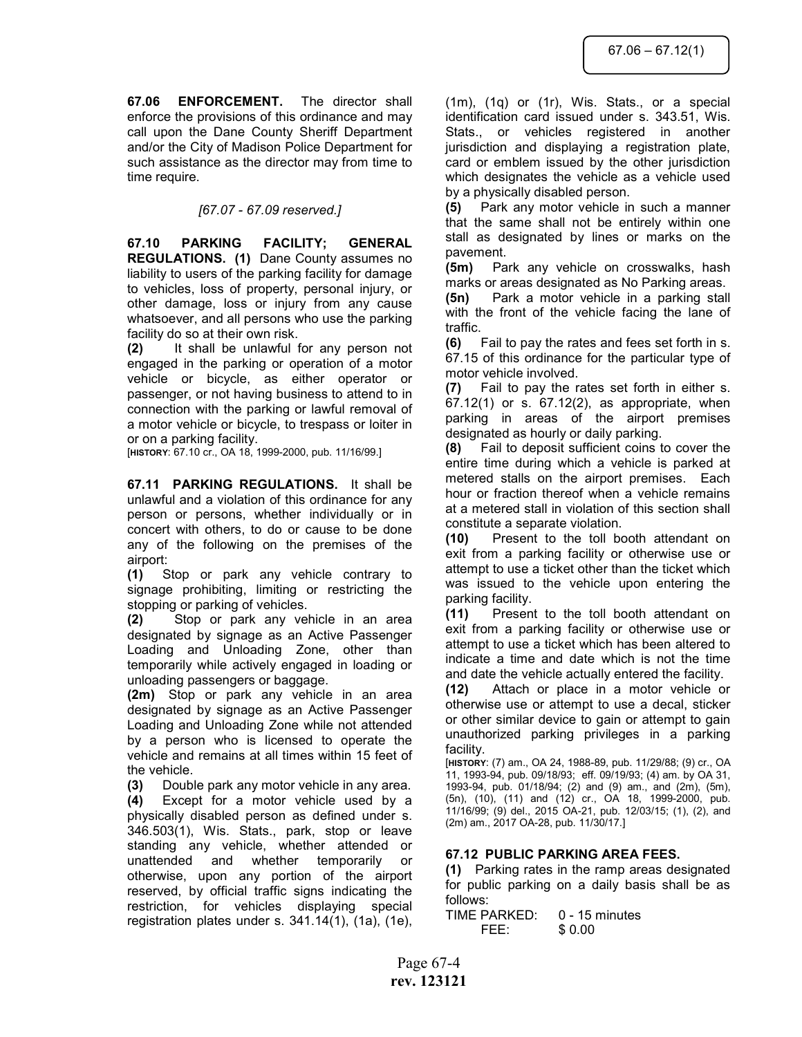**67.06 ENFORCEMENT.** The director shall enforce the provisions of this ordinance and may call upon the Dane County Sheriff Department and/or the City of Madison Police Department for such assistance as the director may from time to time require.

*[67.07 - 67.09 reserved.]*

**67.10 PARKING FACILITY; GENERAL REGULATIONS. (1)** Dane County assumes no liability to users of the parking facility for damage to vehicles, loss of property, personal injury, or other damage, loss or injury from any cause whatsoever, and all persons who use the parking facility do so at their own risk.

**(2)** It shall be unlawful for any person not engaged in the parking or operation of a motor vehicle or bicycle, as either operator or passenger, or not having business to attend to in connection with the parking or lawful removal of a motor vehicle or bicycle, to trespass or loiter in or on a parking facility.

[**HISTORY**: 67.10 cr., OA 18, 1999-2000, pub. 11/16/99.]

**67.11 PARKING REGULATIONS.** It shall be unlawful and a violation of this ordinance for any person or persons, whether individually or in concert with others, to do or cause to be done any of the following on the premises of the airport:

**(1)** Stop or park any vehicle contrary to signage prohibiting, limiting or restricting the stopping or parking of vehicles.

**(2)** Stop or park any vehicle in an area designated by signage as an Active Passenger Loading and Unloading Zone, other than temporarily while actively engaged in loading or unloading passengers or baggage.

**(2m)** Stop or park any vehicle in an area designated by signage as an Active Passenger Loading and Unloading Zone while not attended by a person who is licensed to operate the vehicle and remains at all times within 15 feet of the vehicle.

**(3)** Double park any motor vehicle in any area.

**(4)** Except for a motor vehicle used by a physically disabled person as defined under s. 346.503(1), Wis. Stats., park, stop or leave standing any vehicle, whether attended or unattended and whether temporarily or otherwise, upon any portion of the airport reserved, by official traffic signs indicating the restriction, for vehicles displaying special registration plates under s. 341.14(1), (1a), (1e), (1m), (1q) or (1r), Wis. Stats., or a special identification card issued under s. 343.51, Wis. Stats., or vehicles registered in another jurisdiction and displaying a registration plate, card or emblem issued by the other jurisdiction which designates the vehicle as a vehicle used by a physically disabled person.

**(5)** Park any motor vehicle in such a manner that the same shall not be entirely within one stall as designated by lines or marks on the pavement.

**(5m)** Park any vehicle on crosswalks, hash marks or areas designated as No Parking areas.

**(5n)** Park a motor vehicle in a parking stall with the front of the vehicle facing the lane of traffic.

**(6)** Fail to pay the rates and fees set forth in s. 67.15 of this ordinance for the particular type of motor vehicle involved.

**(7)** Fail to pay the rates set forth in either s. 67.12(1) or s. 67.12(2), as appropriate, when parking in areas of the airport premises designated as hourly or daily parking.

**(8)** Fail to deposit sufficient coins to cover the entire time during which a vehicle is parked at metered stalls on the airport premises. Each hour or fraction thereof when a vehicle remains at a metered stall in violation of this section shall constitute a separate violation.

**(10)** Present to the toll booth attendant on exit from a parking facility or otherwise use or attempt to use a ticket other than the ticket which was issued to the vehicle upon entering the parking facility.

**(11)** Present to the toll booth attendant on exit from a parking facility or otherwise use or attempt to use a ticket which has been altered to indicate a time and date which is not the time and date the vehicle actually entered the facility.

**(12)** Attach or place in a motor vehicle or otherwise use or attempt to use a decal, sticker or other similar device to gain or attempt to gain unauthorized parking privileges in a parking facility.

[**HISTORY**: (7) am., OA 24, 1988-89, pub. 11/29/88; (9) cr., OA 11, 1993-94, pub. 09/18/93; eff. 09/19/93; (4) am. by OA 31, 1993-94, pub. 01/18/94; (2) and (9) am., and (2m), (5m), (5n), (10), (11) and (12) cr., OA 18, 1999-2000, pub. 11/16/99; (9) del., 2015 OA-21, pub. 12/03/15; (1), (2), and (2m) am., 2017 OA-28, pub. 11/30/17.]

**67.12 PUBLIC PARKING AREA FEES.**

**(1)** Parking rates in the ramp areas designated for public parking on a daily basis shall be as follows:

| TIME PARKED: | 0 - 15 minutes |
|---|---|
| FEE: | $ 0.00 |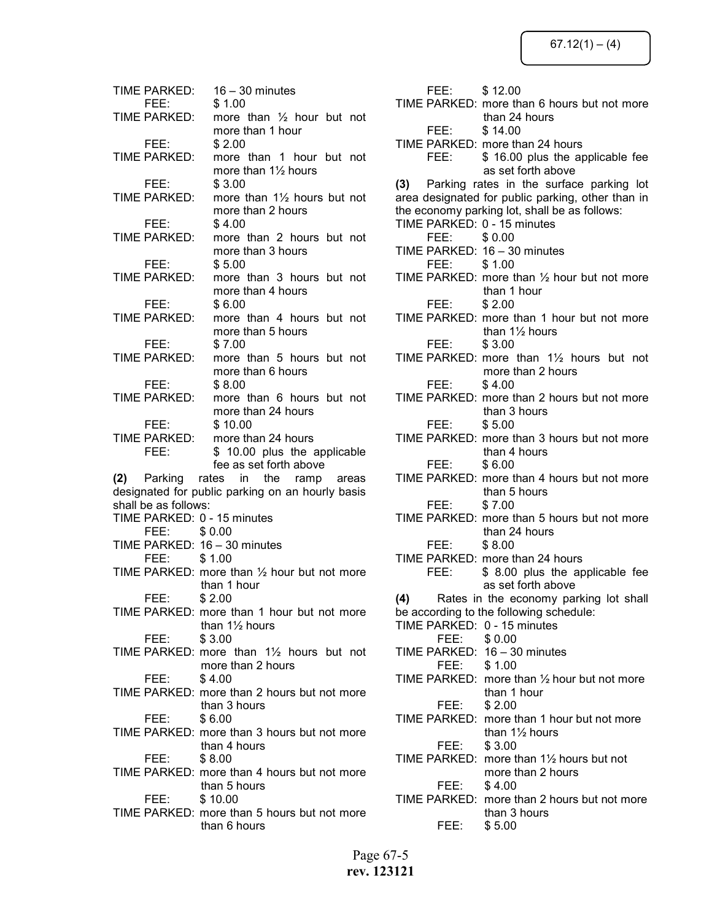TIME PARKED: 16 – 30 minutes
FEE: $ 1.00
TIME PARKED: more than ½ hour but not more than 1 hour
FEE: $ 2.00
TIME PARKED: more than 1 hour but not more than 1½ hours
FEE: $ 3.00
TIME PARKED: more than 1½ hours but not more than 2 hours
FEE: $ 4.00
TIME PARKED: more than 2 hours but not more than 3 hours
FEE: $ 5.00
TIME PARKED: more than 3 hours but not more than 4 hours
FEE: $ 6.00
TIME PARKED: more than 4 hours but not more than 5 hours
FEE: $ 7.00
TIME PARKED: more than 5 hours but not more than 6 hours
FEE: $ 8.00
TIME PARKED: more than 6 hours but not more than 24 hours
FEE: $ 10.00
TIME PARKED: more than 24 hours
FEE: $ 10.00 plus the applicable fee as set forth above

**(2)** Parking rates in the ramp areas designated for public parking on an hourly basis shall be as follows:

TIME PARKED: 0 - 15 minutes
FEE: $ 0.00
TIME PARKED: 16 – 30 minutes
FEE: $ 1.00
TIME PARKED: more than ½ hour but not more than 1 hour
FEE: $ 2.00
TIME PARKED: more than 1 hour but not more than 1½ hours
FEE: $ 3.00
TIME PARKED: more than 1½ hours but not more than 2 hours
FEE: $ 4.00
TIME PARKED: more than 2 hours but not more than 3 hours
FEE: $ 6.00
TIME PARKED: more than 3 hours but not more than 4 hours
FEE: $ 8.00
TIME PARKED: more than 4 hours but not more than 5 hours
FEE: $ 10.00
TIME PARKED: more than 5 hours but not more than 6 hours
FEE: $ 12.00
TIME PARKED: more than 6 hours but not more than 24 hours
FEE: $ 14.00
TIME PARKED: more than 24 hours
FEE: $ 16.00 plus the applicable fee as set forth above

**(3)** Parking rates in the surface parking lot area designated for public parking, other than in the economy parking lot, shall be as follows:

TIME PARKED: 0 - 15 minutes
FEE: $ 0.00
TIME PARKED: 16 – 30 minutes
FEE: $ 1.00
TIME PARKED: more than ½ hour but not more than 1 hour
FEE: $ 2.00
TIME PARKED: more than 1 hour but not more than 1½ hours
FEE: $ 3.00
TIME PARKED: more than 1½ hours but not more than 2 hours
FEE: $ 4.00
TIME PARKED: more than 2 hours but not more than 3 hours
FEE: $ 5.00
TIME PARKED: more than 3 hours but not more than 4 hours
FEE: $ 6.00
TIME PARKED: more than 4 hours but not more than 5 hours
FEE: $ 7.00
TIME PARKED: more than 5 hours but not more than 24 hours
FEE: $ 8.00
TIME PARKED: more than 24 hours
FEE: $ 8.00 plus the applicable fee as set forth above

**(4)** Rates in the economy parking lot shall be according to the following schedule:

TIME PARKED: 0 - 15 minutes
FEE: $ 0.00
TIME PARKED: 16 – 30 minutes
FEE: $ 1.00
TIME PARKED: more than ½ hour but not more than 1 hour
FEE: $ 2.00
TIME PARKED: more than 1 hour but not more than 1½ hours
FEE: $ 3.00
TIME PARKED: more than 1½ hours but not more than 2 hours
FEE: $ 4.00
TIME PARKED: more than 2 hours but not more than 3 hours
FEE: $ 5.00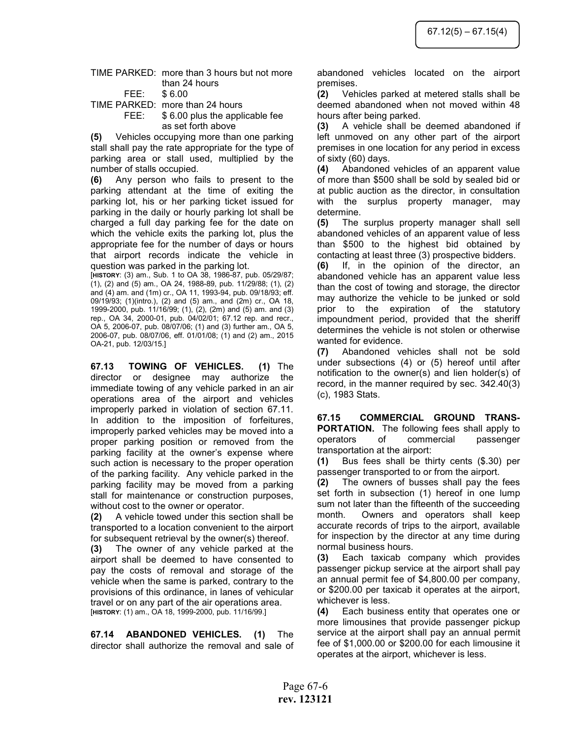TIME PARKED: more than 3 hours but not more than 24 hours
FEE: $ 6.00

TIME PARKED: more than 24 hours
FEE: $ 6.00 plus the applicable fee as set forth above

**(5)** Vehicles occupying more than one parking stall shall pay the rate appropriate for the type of parking area or stall used, multiplied by the number of stalls occupied.

**(6)** Any person who fails to present to the parking attendant at the time of exiting the parking lot, his or her parking ticket issued for parking in the daily or hourly parking lot shall be charged a full day parking fee for the date on which the vehicle exits the parking lot, plus the appropriate fee for the number of days or hours that airport records indicate the vehicle in question was parked in the parking lot.

[**HISTORY**: (3) am., Sub. 1 to OA 38, 1986-87, pub. 05/29/87; (1), (2) and (5) am., OA 24, 1988-89, pub. 11/29/88; (1), (2) and (4) am. and (1m) cr., OA 11, 1993-94, pub. 09/18/93; eff. 09/19/93; (1)(intro.), (2) and (5) am., and (2m) cr., OA 18, 1999-2000, pub. 11/16/99; (1), (2), (2m) and (5) am. and (3) rep., OA 34, 2000-01, pub. 04/02/01; 67.12 rep. and recr., OA 5, 2006-07, pub. 08/07/06; (1) and (3) further am., OA 5, 2006-07, pub. 08/07/06, eff. 01/01/08; (1) and (2) am., 2015 OA-21, pub. 12/03/15.]

**67.13 TOWING OF VEHICLES.** **(1)** The director or designee may authorize the immediate towing of any vehicle parked in an air operations area of the airport and vehicles improperly parked in violation of section 67.11. In addition to the imposition of forfeitures, improperly parked vehicles may be moved into a proper parking position or removed from the parking facility at the owner's expense where such action is necessary to the proper operation of the parking facility. Any vehicle parked in the parking facility may be moved from a parking stall for maintenance or construction purposes, without cost to the owner or operator.

**(2)** A vehicle towed under this section shall be transported to a location convenient to the airport for subsequent retrieval by the owner(s) thereof.

**(3)** The owner of any vehicle parked at the airport shall be deemed to have consented to pay the costs of removal and storage of the vehicle when the same is parked, contrary to the provisions of this ordinance, in lanes of vehicular travel or on any part of the air operations area.

[**HISTORY**: (1) am., OA 18, 1999-2000, pub. 11/16/99.]

**67.14 ABANDONED VEHICLES.** **(1)** The director shall authorize the removal and sale of abandoned vehicles located on the airport premises.

**(2)** Vehicles parked at metered stalls shall be deemed abandoned when not moved within 48 hours after being parked.

**(3)** A vehicle shall be deemed abandoned if left unmoved on any other part of the airport premises in one location for any period in excess of sixty (60) days.

**(4)** Abandoned vehicles of an apparent value of more than $500 shall be sold by sealed bid or at public auction as the director, in consultation with the surplus property manager, may determine.

**(5)** The surplus property manager shall sell abandoned vehicles of an apparent value of less than $500 to the highest bid obtained by contacting at least three (3) prospective bidders.

**(6)** If, in the opinion of the director, an abandoned vehicle has an apparent value less than the cost of towing and storage, the director may authorize the vehicle to be junked or sold prior to the expiration of the statutory impoundment period, provided that the sheriff determines the vehicle is not stolen or otherwise wanted for evidence.

**(7)** Abandoned vehicles shall not be sold under subsections (4) or (5) hereof until after notification to the owner(s) and lien holder(s) of record, in the manner required by sec. 342.40(3) (c), 1983 Stats.

**67.15 COMMERCIAL GROUND TRANSPORTATION.** The following fees shall apply to operators of commercial passenger transportation at the airport:

**(1)** Bus fees shall be thirty cents ($.30) per passenger transported to or from the airport.

**(2)** The owners of busses shall pay the fees set forth in subsection (1) hereof in one lump sum not later than the fifteenth of the succeeding month. Owners and operators shall keep accurate records of trips to the airport, available for inspection by the director at any time during normal business hours.

**(3)** Each taxicab company which provides passenger pickup service at the airport shall pay an annual permit fee of $4,800.00 per company, or $200.00 per taxicab it operates at the airport, whichever is less.

**(4)** Each business entity that operates one or more limousines that provide passenger pickup service at the airport shall pay an annual permit fee of $1,000.00 or $200.00 for each limousine it operates at the airport, whichever is less.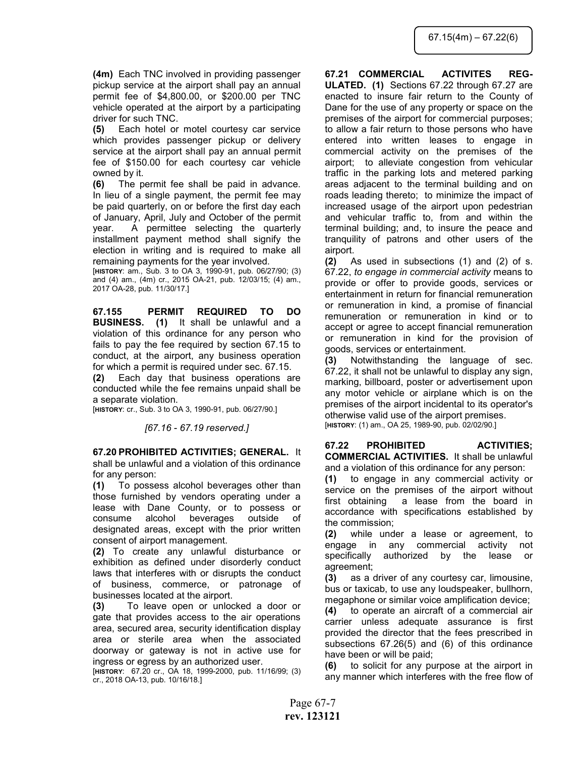**(4m)** Each TNC involved in providing passenger pickup service at the airport shall pay an annual permit fee of $4,800.00, or $200.00 per TNC vehicle operated at the airport by a participating driver for such TNC.

**(5)** Each hotel or motel courtesy car service which provides passenger pickup or delivery service at the airport shall pay an annual permit fee of $150.00 for each courtesy car vehicle owned by it.

**(6)** The permit fee shall be paid in advance. In lieu of a single payment, the permit fee may be paid quarterly, on or before the first day each of January, April, July and October of the permit year. A permittee selecting the quarterly installment payment method shall signify the election in writing and is required to make all remaining payments for the year involved.

[**HISTORY**: am., Sub. 3 to OA 3, 1990-91, pub. 06/27/90; (3) and (4) am., (4m) cr., 2015 OA-21, pub. 12/03/15; (4) am., 2017 OA-28, pub. 11/30/17.]

**67.155 PERMIT REQUIRED TO DO BUSINESS. (1)** It shall be unlawful and a violation of this ordinance for any person who fails to pay the fee required by section 67.15 to conduct, at the airport, any business operation for which a permit is required under sec. 67.15.

**(2)** Each day that business operations are conducted while the fee remains unpaid shall be a separate violation.

[**HISTORY**: cr., Sub. 3 to OA 3, 1990-91, pub. 06/27/90.]

*[67.16 - 67.19 reserved.]*

**67.20 PROHIBITED ACTIVITIES; GENERAL.** It shall be unlawful and a violation of this ordinance for any person:

**(1)** To possess alcohol beverages other than those furnished by vendors operating under a lease with Dane County, or to possess or consume alcohol beverages outside of designated areas, except with the prior written consent of airport management.

**(2)** To create any unlawful disturbance or exhibition as defined under disorderly conduct laws that interferes with or disrupts the conduct of business, commerce, or patronage of businesses located at the airport.

**(3)** To leave open or unlocked a door or gate that provides access to the air operations area, secured area, security identification display area or sterile area when the associated doorway or gateway is not in active use for ingress or egress by an authorized user.

[**HISTORY**: 67.20 cr., OA 18, 1999-2000, pub. 11/16/99; (3) cr., 2018 OA-13, pub. 10/16/18.]

**67.21 COMMERCIAL ACTIVITES REGULATED. (1)** Sections 67.22 through 67.27 are enacted to insure fair return to the County of Dane for the use of any property or space on the premises of the airport for commercial purposes; to allow a fair return to those persons who have entered into written leases to engage in commercial activity on the premises of the airport; to alleviate congestion from vehicular traffic in the parking lots and metered parking areas adjacent to the terminal building and on roads leading thereto; to minimize the impact of increased usage of the airport upon pedestrian and vehicular traffic to, from and within the terminal building; and, to insure the peace and tranquility of patrons and other users of the airport.

**(2)** As used in subsections (1) and (2) of s. 67.22, *to engage in commercial activity* means to provide or offer to provide goods, services or entertainment in return for financial remuneration or remuneration in kind, a promise of financial remuneration or remuneration in kind or to accept or agree to accept financial remuneration or remuneration in kind for the provision of goods, services or entertainment.

**(3)** Notwithstanding the language of sec. 67.22, it shall not be unlawful to display any sign, marking, billboard, poster or advertisement upon any motor vehicle or airplane which is on the premises of the airport incidental to its operator's otherwise valid use of the airport premises.

[**HISTORY**: (1) am., OA 25, 1989-90, pub. 02/02/90.]

**67.22 PROHIBITED ACTIVITIES; COMMERCIAL ACTIVITIES.** It shall be unlawful and a violation of this ordinance for any person:

**(1)** to engage in any commercial activity or service on the premises of the airport without first obtaining a lease from the board in accordance with specifications established by the commission;

**(2)** while under a lease or agreement, to engage in any commercial activity not specifically authorized by the lease or agreement;

**(3)** as a driver of any courtesy car, limousine, bus or taxicab, to use any loudspeaker, bullhorn, megaphone or similar voice amplification device;

**(4)** to operate an aircraft of a commercial air carrier unless adequate assurance is first provided the director that the fees prescribed in subsections 67.26(5) and (6) of this ordinance have been or will be paid;

**(6)** to solicit for any purpose at the airport in any manner which interferes with the free flow of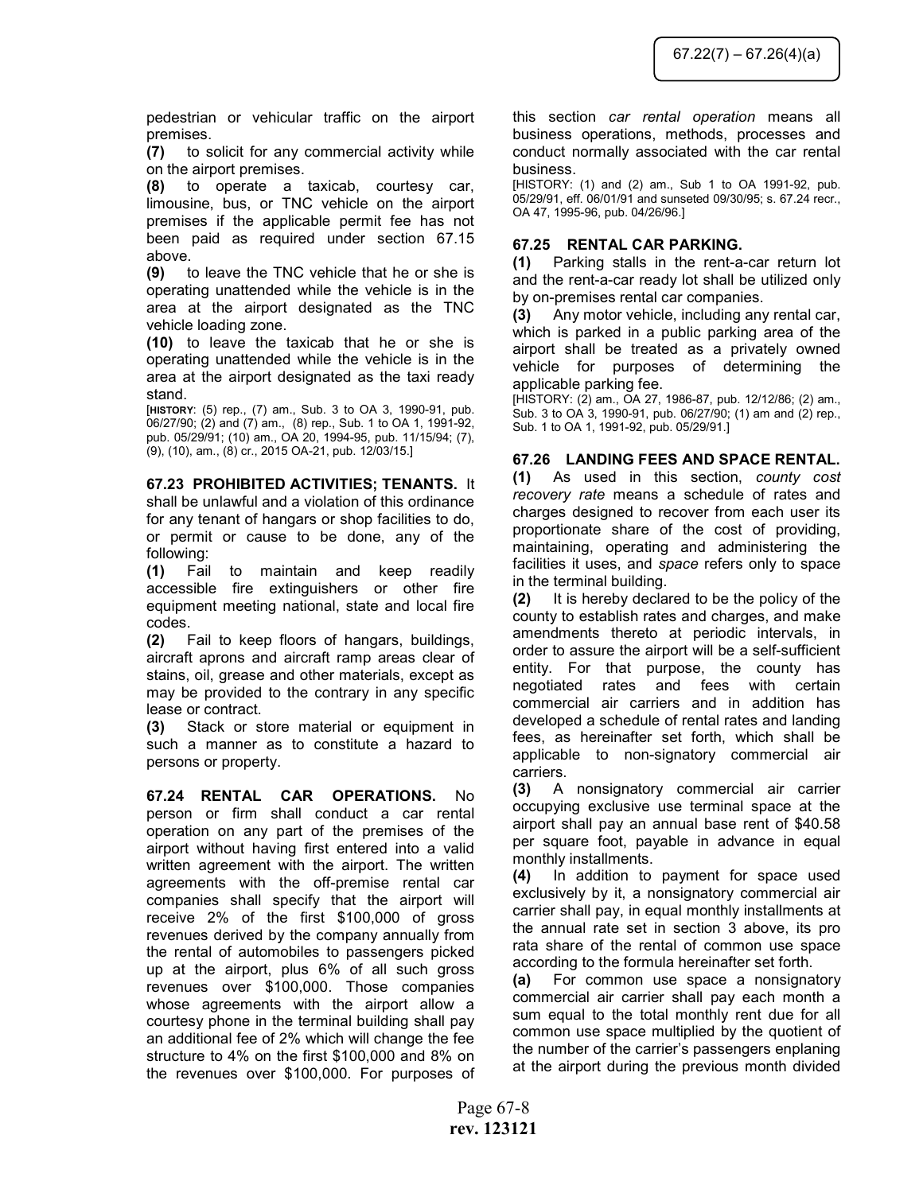pedestrian or vehicular traffic on the airport premises.

**(7)** to solicit for any commercial activity while on the airport premises.

**(8)** to operate a taxicab, courtesy car, limousine, bus, or TNC vehicle on the airport premises if the applicable permit fee has not been paid as required under section 67.15 above.

**(9)** to leave the TNC vehicle that he or she is operating unattended while the vehicle is in the area at the airport designated as the TNC vehicle loading zone.

**(10)** to leave the taxicab that he or she is operating unattended while the vehicle is in the area at the airport designated as the taxi ready stand.

[**HISTORY**: (5) rep., (7) am., Sub. 3 to OA 3, 1990-91, pub. 06/27/90; (2) and (7) am., (8) rep., Sub. 1 to OA 1, 1991-92, pub. 05/29/91; (10) am., OA 20, 1994-95, pub. 11/15/94; (7), (9), (10), am., (8) cr., 2015 OA-21, pub. 12/03/15.]

**67.23 PROHIBITED ACTIVITIES; TENANTS.** It shall be unlawful and a violation of this ordinance for any tenant of hangars or shop facilities to do, or permit or cause to be done, any of the following:

**(1)** Fail to maintain and keep readily accessible fire extinguishers or other fire equipment meeting national, state and local fire codes.

**(2)** Fail to keep floors of hangars, buildings, aircraft aprons and aircraft ramp areas clear of stains, oil, grease and other materials, except as may be provided to the contrary in any specific lease or contract.

**(3)** Stack or store material or equipment in such a manner as to constitute a hazard to persons or property.

**67.24 RENTAL CAR OPERATIONS.** No person or firm shall conduct a car rental operation on any part of the premises of the airport without having first entered into a valid written agreement with the airport. The written agreements with the off-premise rental car companies shall specify that the airport will receive 2% of the first $100,000 of gross revenues derived by the company annually from the rental of automobiles to passengers picked up at the airport, plus 6% of all such gross revenues over $100,000. Those companies whose agreements with the airport allow a courtesy phone in the terminal building shall pay an additional fee of 2% which will change the fee structure to 4% on the first $100,000 and 8% on the revenues over $100,000. For purposes of this section *car rental operation* means all business operations, methods, processes and conduct normally associated with the car rental business.

[HISTORY: (1) and (2) am., Sub 1 to OA 1991-92, pub. 05/29/91, eff. 06/01/91 and sunseted 09/30/95; s. 67.24 recr., OA 47, 1995-96, pub. 04/26/96.]

**67.25 RENTAL CAR PARKING.**

**(1)** Parking stalls in the rent-a-car return lot and the rent-a-car ready lot shall be utilized only by on-premises rental car companies.

**(3)** Any motor vehicle, including any rental car, which is parked in a public parking area of the airport shall be treated as a privately owned vehicle for purposes of determining the applicable parking fee.

[HISTORY: (2) am., OA 27, 1986-87, pub. 12/12/86; (2) am., Sub. 3 to OA 3, 1990-91, pub. 06/27/90; (1) am and (2) rep., Sub. 1 to OA 1, 1991-92, pub. 05/29/91.]

**67.26 LANDING FEES AND SPACE RENTAL.**

**(1)** As used in this section, *county cost recovery rate* means a schedule of rates and charges designed to recover from each user its proportionate share of the cost of providing, maintaining, operating and administering the facilities it uses, and *space* refers only to space in the terminal building.

**(2)** It is hereby declared to be the policy of the county to establish rates and charges, and make amendments thereto at periodic intervals, in order to assure the airport will be a self-sufficient entity. For that purpose, the county has negotiated rates and fees with certain commercial air carriers and in addition has developed a schedule of rental rates and landing fees, as hereinafter set forth, which shall be applicable to non-signatory commercial air carriers.

**(3)** A nonsignatory commercial air carrier occupying exclusive use terminal space at the airport shall pay an annual base rent of $40.58 per square foot, payable in advance in equal monthly installments.

**(4)** In addition to payment for space used exclusively by it, a nonsignatory commercial air carrier shall pay, in equal monthly installments at the annual rate set in section 3 above, its pro rata share of the rental of common use space according to the formula hereinafter set forth.

**(a)** For common use space a nonsignatory commercial air carrier shall pay each month a sum equal to the total monthly rent due for all common use space multiplied by the quotient of the number of the carrier's passengers enplaning at the airport during the previous month divided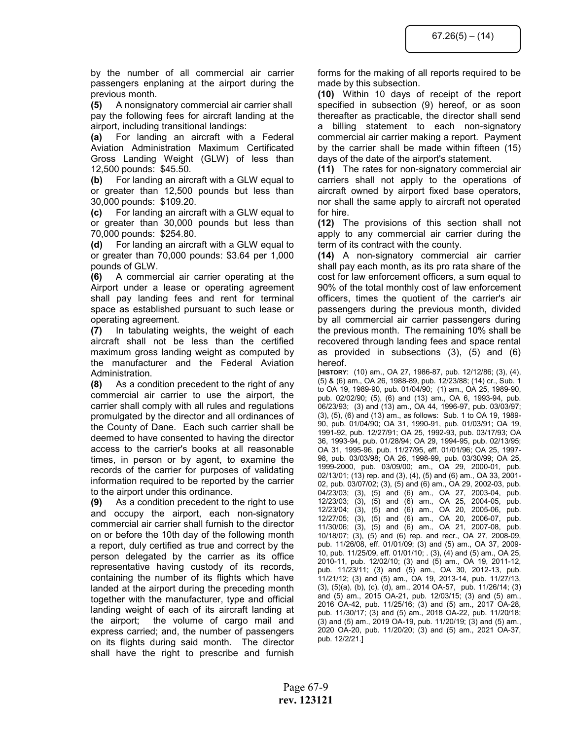by the number of all commercial air carrier passengers enplaning at the airport during the previous month.

**(5)** A nonsignatory commercial air carrier shall pay the following fees for aircraft landing at the airport, including transitional landings:

**(a)** For landing an aircraft with a Federal Aviation Administration Maximum Certificated Gross Landing Weight (GLW) of less than 12,500 pounds: $45.50.

**(b)** For landing an aircraft with a GLW equal to or greater than 12,500 pounds but less than 30,000 pounds: $109.20.

**(c)** For landing an aircraft with a GLW equal to or greater than 30,000 pounds but less than 70,000 pounds: $254.80.

**(d)** For landing an aircraft with a GLW equal to or greater than 70,000 pounds: $3.64 per 1,000 pounds of GLW.

**(6)** A commercial air carrier operating at the Airport under a lease or operating agreement shall pay landing fees and rent for terminal space as established pursuant to such lease or operating agreement.

**(7)** In tabulating weights, the weight of each aircraft shall not be less than the certified maximum gross landing weight as computed by the manufacturer and the Federal Aviation Administration.

**(8)** As a condition precedent to the right of any commercial air carrier to use the airport, the carrier shall comply with all rules and regulations promulgated by the director and all ordinances of the County of Dane. Each such carrier shall be deemed to have consented to having the director access to the carrier's books at all reasonable times, in person or by agent, to examine the records of the carrier for purposes of validating information required to be reported by the carrier to the airport under this ordinance.

**(9)** As a condition precedent to the right to use and occupy the airport, each non-signatory commercial air carrier shall furnish to the director on or before the 10th day of the following month a report, duly certified as true and correct by the person delegated by the carrier as its office representative having custody of its records, containing the number of its flights which have landed at the airport during the preceding month together with the manufacturer, type and official landing weight of each of its aircraft landing at the airport; the volume of cargo mail and express carried; and, the number of passengers on its flights during said month. The director shall have the right to prescribe and furnish forms for the making of all reports required to be made by this subsection.

**(10)** Within 10 days of receipt of the report specified in subsection (9) hereof, or as soon thereafter as practicable, the director shall send a billing statement to each non-signatory commercial air carrier making a report. Payment by the carrier shall be made within fifteen (15) days of the date of the airport's statement.

**(11)** The rates for non-signatory commercial air carriers shall not apply to the operations of aircraft owned by airport fixed base operators, nor shall the same apply to aircraft not operated for hire.

**(12)** The provisions of this section shall not apply to any commercial air carrier during the term of its contract with the county.

**(14)** A non-signatory commercial air carrier shall pay each month, as its pro rata share of the cost for law enforcement officers, a sum equal to 90% of the total monthly cost of law enforcement officers, times the quotient of the carrier's air passengers during the previous month, divided by all commercial air carrier passengers during the previous month. The remaining 10% shall be recovered through landing fees and space rental as provided in subsections (3), (5) and (6) hereof.

[**HISTORY**: (10) am., OA 27, 1986-87, pub. 12/12/86; (3), (4), (5) & (6) am., OA 26, 1988-89, pub. 12/23/88; (14) cr., Sub. 1 to OA 19, 1989-90, pub. 01/04/90; (1) am., OA 25, 1989-90, pub. 02/02/90; (5), (6) and (13) am., OA 6, 1993-94, pub. 06/23/93; (3) and (13) am., OA 44, 1996-97, pub. 03/03/97; (3), (5), (6) and (13) am., as follows: Sub. 1 to OA 19, 1989-90, pub. 01/04/90; OA 31, 1990-91, pub. 01/03/91; OA 19, 1991-92, pub. 12/27/91; OA 25, 1992-93, pub. 03/17/93; OA 36, 1993-94, pub. 01/28/94; OA 29, 1994-95, pub. 02/13/95; OA 31, 1995-96, pub. 11/27/95, eff. 01/01/96; OA 25, 1997-98, pub. 03/03/98; OA 26, 1998-99, pub. 03/30/99; OA 25, 1999-2000, pub. 03/09/00; am., OA 29, 2000-01, pub. 02/13/01; (13) rep. and (3), (4), (5) and (6) am., OA 33, 2001-02, pub. 03/07/02; (3), (5) and (6) am., OA 29, 2002-03, pub. 04/23/03; (3), (5) and (6) am., OA 27, 2003-04, pub. 12/23/03; (3), (5) and (6) am., OA 25, 2004-05, pub. 12/23/04; (3), (5) and (6) am., OA 20, 2005-06, pub. 12/27/05; (3), (5) and (6) am., OA 20, 2006-07, pub. 11/30/06; (3), (5) and (6) am., OA 21, 2007-08, pub. 10/18/07; (3), (5) and (6) rep. and recr., OA 27, 2008-09, pub. 11/26/08, eff. 01/01/09; (3) and (5) am., OA 37, 2009-10, pub. 11/25/09, eff. 01/01/10; . (3), (4) and (5) am., OA 25, 2010-11, pub. 12/02/10; (3) and (5) am., OA 19, 2011-12, pub. 11/23/11; (3) and (5) am., OA 30, 2012-13, pub. 11/21/12; (3) and (5) am., OA 19, 2013-14, pub. 11/27/13, (3), (5)(a), (b), (c), (d), am., 2014 OA-57, pub. 11/26/14; (3) and (5) am., 2015 OA-21, pub. 12/03/15; (3) and (5) am., 2016 OA-42, pub. 11/25/16; (3) and (5) am., 2017 OA-28, pub. 11/30/17; (3) and (5) am., 2018 OA-22, pub. 11/20/18; (3) and (5) am., 2019 OA-19, pub. 11/20/19; (3) and (5) am., 2020 OA-20, pub. 11/20/20; (3) and (5) am., 2021 OA-37, pub. 12/2/21.]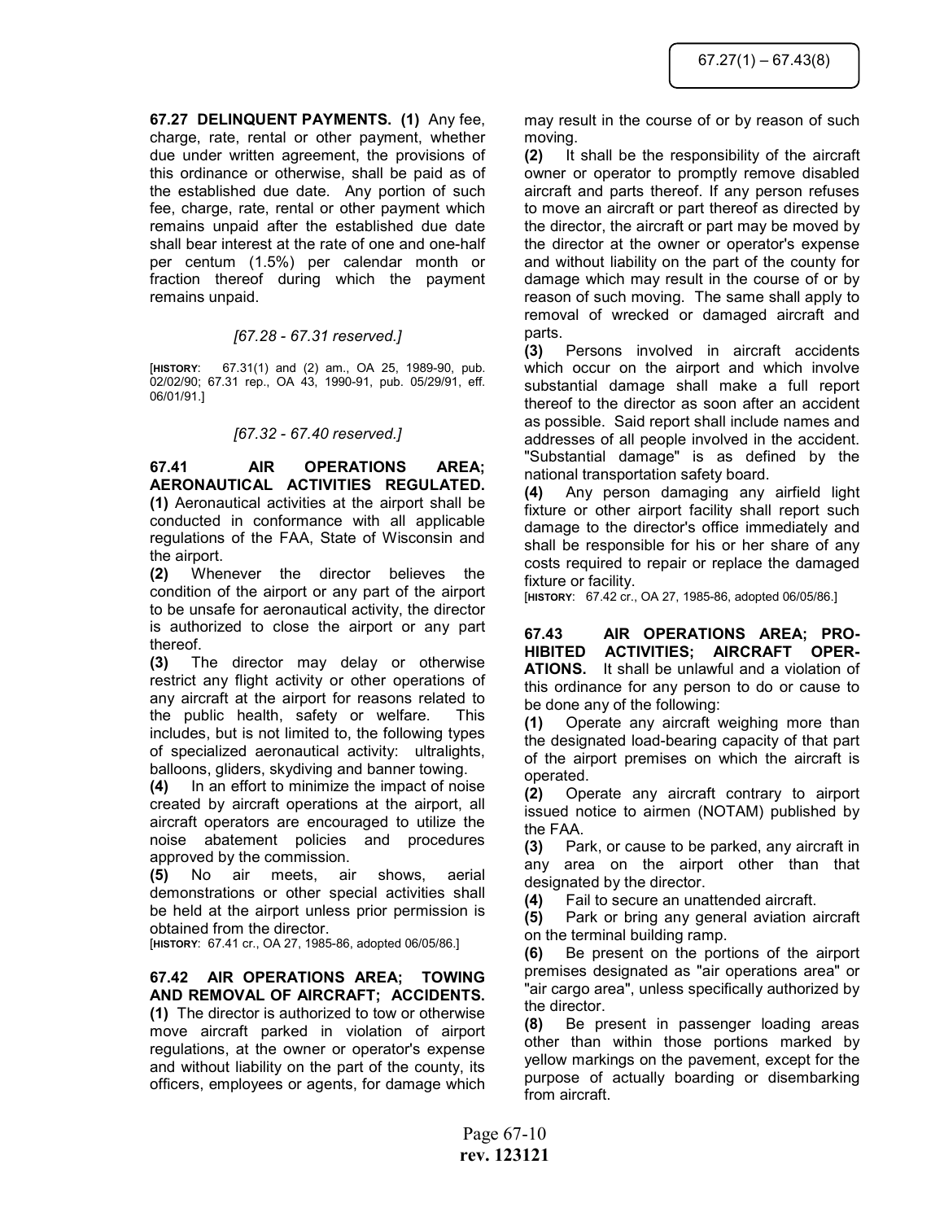**67.27 DELINQUENT PAYMENTS. (1)** Any fee, charge, rate, rental or other payment, whether due under written agreement, the provisions of this ordinance or otherwise, shall be paid as of the established due date. Any portion of such fee, charge, rate, rental or other payment which remains unpaid after the established due date shall bear interest at the rate of one and one-half per centum (1.5%) per calendar month or fraction thereof during which the payment remains unpaid.

*[67.28 - 67.31 reserved.]*

[**HISTORY**: 67.31(1) and (2) am., OA 25, 1989-90, pub. 02/02/90; 67.31 rep., OA 43, 1990-91, pub. 05/29/91, eff. 06/01/91.]

*[67.32 - 67.40 reserved.]*

**67.41 AIR OPERATIONS AREA; AERONAUTICAL ACTIVITIES REGULATED.**

**(1)** Aeronautical activities at the airport shall be conducted in conformance with all applicable regulations of the FAA, State of Wisconsin and the airport.

**(2)** Whenever the director believes the condition of the airport or any part of the airport to be unsafe for aeronautical activity, the director is authorized to close the airport or any part thereof.

**(3)** The director may delay or otherwise restrict any flight activity or other operations of any aircraft at the airport for reasons related to the public health, safety or welfare. This includes, but is not limited to, the following types of specialized aeronautical activity: ultralights, balloons, gliders, skydiving and banner towing.

**(4)** In an effort to minimize the impact of noise created by aircraft operations at the airport, all aircraft operators are encouraged to utilize the noise abatement policies and procedures approved by the commission.

**(5)** No air meets, air shows, aerial demonstrations or other special activities shall be held at the airport unless prior permission is obtained from the director.

[**HISTORY**: 67.41 cr., OA 27, 1985-86, adopted 06/05/86.]

**67.42 AIR OPERATIONS AREA; TOWING AND REMOVAL OF AIRCRAFT; ACCIDENTS.**

**(1)** The director is authorized to tow or otherwise move aircraft parked in violation of airport regulations, at the owner or operator's expense and without liability on the part of the county, its officers, employees or agents, for damage which may result in the course of or by reason of such moving.

**(2)** It shall be the responsibility of the aircraft owner or operator to promptly remove disabled aircraft and parts thereof. If any person refuses to move an aircraft or part thereof as directed by the director, the aircraft or part may be moved by the director at the owner or operator's expense and without liability on the part of the county for damage which may result in the course of or by reason of such moving. The same shall apply to removal of wrecked or damaged aircraft and parts.

**(3)** Persons involved in aircraft accidents which occur on the airport and which involve substantial damage shall make a full report thereof to the director as soon after an accident as possible. Said report shall include names and addresses of all people involved in the accident. "Substantial damage" is as defined by the national transportation safety board.

**(4)** Any person damaging any airfield light fixture or other airport facility shall report such damage to the director's office immediately and shall be responsible for his or her share of any costs required to repair or replace the damaged fixture or facility.

[**HISTORY**: 67.42 cr., OA 27, 1985-86, adopted 06/05/86.]

**67.43 AIR OPERATIONS AREA; PROHIBITED ACTIVITIES; AIRCRAFT OPERATIONS.** It shall be unlawful and a violation of this ordinance for any person to do or cause to be done any of the following:

**(1)** Operate any aircraft weighing more than the designated load-bearing capacity of that part of the airport premises on which the aircraft is operated.

**(2)** Operate any aircraft contrary to airport issued notice to airmen (NOTAM) published by the FAA.

**(3)** Park, or cause to be parked, any aircraft in any area on the airport other than that designated by the director.

**(4)** Fail to secure an unattended aircraft.

**(5)** Park or bring any general aviation aircraft on the terminal building ramp.

**(6)** Be present on the portions of the airport premises designated as "air operations area" or "air cargo area", unless specifically authorized by the director.

**(8)** Be present in passenger loading areas other than within those portions marked by yellow markings on the pavement, except for the purpose of actually boarding or disembarking from aircraft.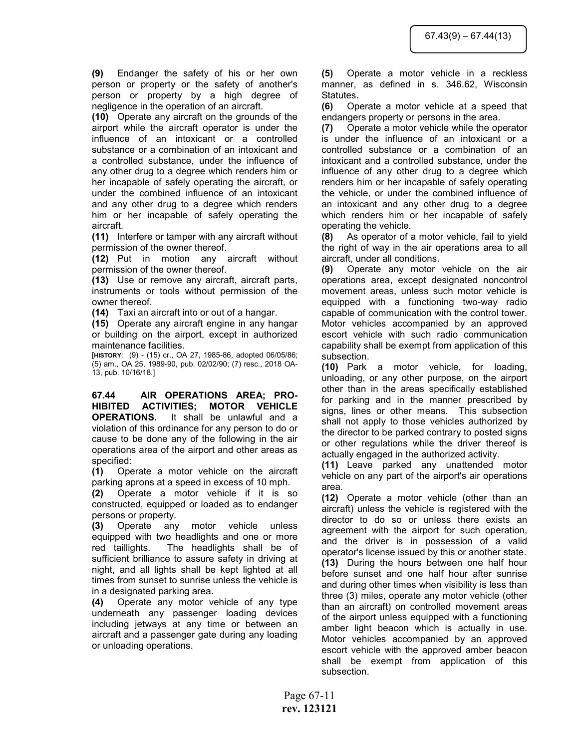**(9)** Endanger the safety of his or her own person or property or the safety of another's person or property by a high degree of negligence in the operation of an aircraft.

**(10)** Operate any aircraft on the grounds of the airport while the aircraft operator is under the influence of an intoxicant or a controlled substance or a combination of an intoxicant and a controlled substance, under the influence of any other drug to a degree which renders him or her incapable of safely operating the aircraft, or under the combined influence of an intoxicant and any other drug to a degree which renders him or her incapable of safely operating the aircraft.

**(11)** Interfere or tamper with any aircraft without permission of the owner thereof.

**(12)** Put in motion any aircraft without permission of the owner thereof.

**(13)** Use or remove any aircraft, aircraft parts, instruments or tools without permission of the owner thereof.

**(14)** Taxi an aircraft into or out of a hangar.

**(15)** Operate any aircraft engine in any hangar or building on the airport, except in authorized maintenance facilities.

[**HISTORY**: (9) - (15) cr., OA 27, 1985-86, adopted 06/05/86; (5) am., OA 25, 1989-90, pub. 02/02/90; (7) resc., 2018 OA-13, pub. 10/16/18.]

**67.44 AIR OPERATIONS AREA; PROHIBITED ACTIVITIES; MOTOR VEHICLE OPERATIONS.** It shall be unlawful and a violation of this ordinance for any person to do or cause to be done any of the following in the air operations area of the airport and other areas as specified:

**(1)** Operate a motor vehicle on the aircraft parking aprons at a speed in excess of 10 mph.

**(2)** Operate a motor vehicle if it is so constructed, equipped or loaded as to endanger persons or property.

**(3)** Operate any motor vehicle unless equipped with two headlights and one or more red taillights. The headlights shall be of sufficient brilliance to assure safety in driving at night, and all lights shall be kept lighted at all times from sunset to sunrise unless the vehicle is in a designated parking area.

**(4)** Operate any motor vehicle of any type underneath any passenger loading devices including jetways at any time or between an aircraft and a passenger gate during any loading or unloading operations.

**(5)** Operate a motor vehicle in a reckless manner, as defined in s. 346.62, Wisconsin Statutes.

**(6)** Operate a motor vehicle at a speed that endangers property or persons in the area.

**(7)** Operate a motor vehicle while the operator is under the influence of an intoxicant or a controlled substance or a combination of an intoxicant and a controlled substance, under the influence of any other drug to a degree which renders him or her incapable of safely operating the vehicle, or under the combined influence of an intoxicant and any other drug to a degree which renders him or her incapable of safely operating the vehicle.

**(8)** As operator of a motor vehicle, fail to yield the right of way in the air operations area to all aircraft, under all conditions.

**(9)** Operate any motor vehicle on the air operations area, except designated noncontrol movement areas, unless such motor vehicle is equipped with a functioning two-way radio capable of communication with the control tower. Motor vehicles accompanied by an approved escort vehicle with such radio communication capability shall be exempt from application of this subsection.

**(10)** Park a motor vehicle, for loading, unloading, or any other purpose, on the airport other than in the areas specifically established for parking and in the manner prescribed by signs, lines or other means. This subsection shall not apply to those vehicles authorized by the director to be parked contrary to posted signs or other regulations while the driver thereof is actually engaged in the authorized activity.

**(11)** Leave parked any unattended motor vehicle on any part of the airport's air operations area.

**(12)** Operate a motor vehicle (other than an aircraft) unless the vehicle is registered with the director to do so or unless there exists an agreement with the airport for such operation, and the driver is in possession of a valid operator's license issued by this or another state.

**(13)** During the hours between one half hour before sunset and one half hour after sunrise and during other times when visibility is less than three (3) miles, operate any motor vehicle (other than an aircraft) on controlled movement areas of the airport unless equipped with a functioning amber light beacon which is actually in use. Motor vehicles accompanied by an approved escort vehicle with the approved amber beacon shall be exempt from application of this subsection.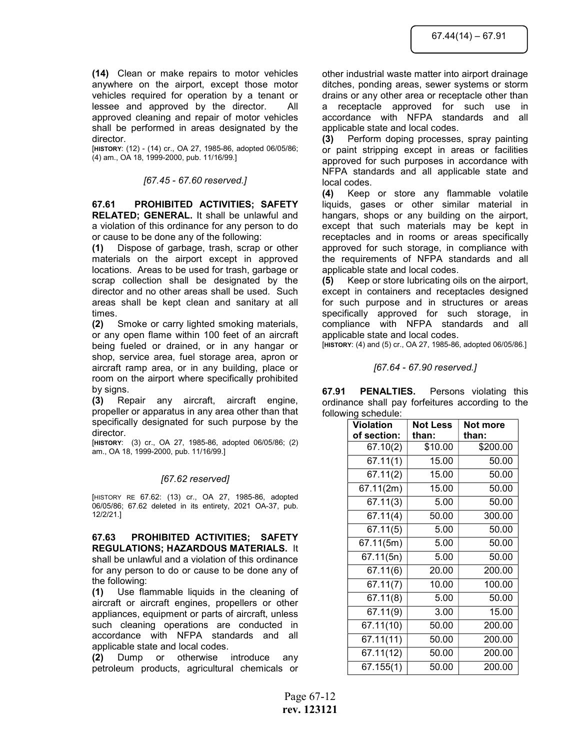**(14)** Clean or make repairs to motor vehicles anywhere on the airport, except those motor vehicles required for operation by a tenant or lessee and approved by the director. All approved cleaning and repair of motor vehicles shall be performed in areas designated by the director.

[**HISTORY**: (12) - (14) cr., OA 27, 1985-86, adopted 06/05/86; (4) am., OA 18, 1999-2000, pub. 11/16/99.]

*[67.45 - 67.60 reserved.]*

**67.61 PROHIBITED ACTIVITIES; SAFETY RELATED; GENERAL.** It shall be unlawful and a violation of this ordinance for any person to do or cause to be done any of the following:

**(1)** Dispose of garbage, trash, scrap or other materials on the airport except in approved locations. Areas to be used for trash, garbage or scrap collection shall be designated by the director and no other areas shall be used. Such areas shall be kept clean and sanitary at all times.

**(2)** Smoke or carry lighted smoking materials, or any open flame within 100 feet of an aircraft being fueled or drained, or in any hangar or shop, service area, fuel storage area, apron or aircraft ramp area, or in any building, place or room on the airport where specifically prohibited by signs.

**(3)** Repair any aircraft, aircraft engine, propeller or apparatus in any area other than that specifically designated for such purpose by the director.

[**HISTORY**: (3) cr., OA 27, 1985-86, adopted 06/05/86; (2) am., OA 18, 1999-2000, pub. 11/16/99.]

*[67.62 reserved]*

[HISTORY RE 67.62: (13) cr., OA 27, 1985-86, adopted 06/05/86; 67.62 deleted in its entirety, 2021 OA-37, pub. 12/2/21.]

**67.63 PROHIBITED ACTIVITIES; SAFETY REGULATIONS; HAZARDOUS MATERIALS.** It shall be unlawful and a violation of this ordinance for any person to do or cause to be done any of the following:

**(1)** Use flammable liquids in the cleaning of aircraft or aircraft engines, propellers or other appliances, equipment or parts of aircraft, unless such cleaning operations are conducted in accordance with NFPA standards and all applicable state and local codes.

**(2)** Dump or otherwise introduce any petroleum products, agricultural chemicals or other industrial waste matter into airport drainage ditches, ponding areas, sewer systems or storm drains or any other area or receptacle other than a receptacle approved for such use in accordance with NFPA standards and all applicable state and local codes.

**(3)** Perform doping processes, spray painting or paint stripping except in areas or facilities approved for such purposes in accordance with NFPA standards and all applicable state and local codes.

**(4)** Keep or store any flammable volatile liquids, gases or other similar material in hangars, shops or any building on the airport, except that such materials may be kept in receptacles and in rooms or areas specifically approved for such storage, in compliance with the requirements of NFPA standards and all applicable state and local codes.

**(5)** Keep or store lubricating oils on the airport, except in containers and receptacles designed for such purpose and in structures or areas specifically approved for such storage, in compliance with NFPA standards and all applicable state and local codes.

[**HISTORY**: (4) and (5) cr., OA 27, 1985-86, adopted 06/05/86.]

*[67.64 - 67.90 reserved.]*

**67.91 PENALTIES.** Persons violating this ordinance shall pay forfeitures according to the following schedule:

| Violation of section: | Not Less than: | Not more than: |
|---|---|---|
| 67.10(2) | $10.00 | $200.00 |
| 67.11(1) | 15.00 | 50.00 |
| 67.11(2) | 15.00 | 50.00 |
| 67.11(2m) | 15.00 | 50.00 |
| 67.11(3) | 5.00 | 50.00 |
| 67.11(4) | 50.00 | 300.00 |
| 67.11(5) | 5.00 | 50.00 |
| 67.11(5m) | 5.00 | 50.00 |
| 67.11(5n) | 5.00 | 50.00 |
| 67.11(6) | 20.00 | 200.00 |
| 67.11(7) | 10.00 | 100.00 |
| 67.11(8) | 5.00 | 50.00 |
| 67.11(9) | 3.00 | 15.00 |
| 67.11(10) | 50.00 | 200.00 |
| 67.11(11) | 50.00 | 200.00 |
| 67.11(12) | 50.00 | 200.00 |
| 67.155(1) | 50.00 | 200.00 |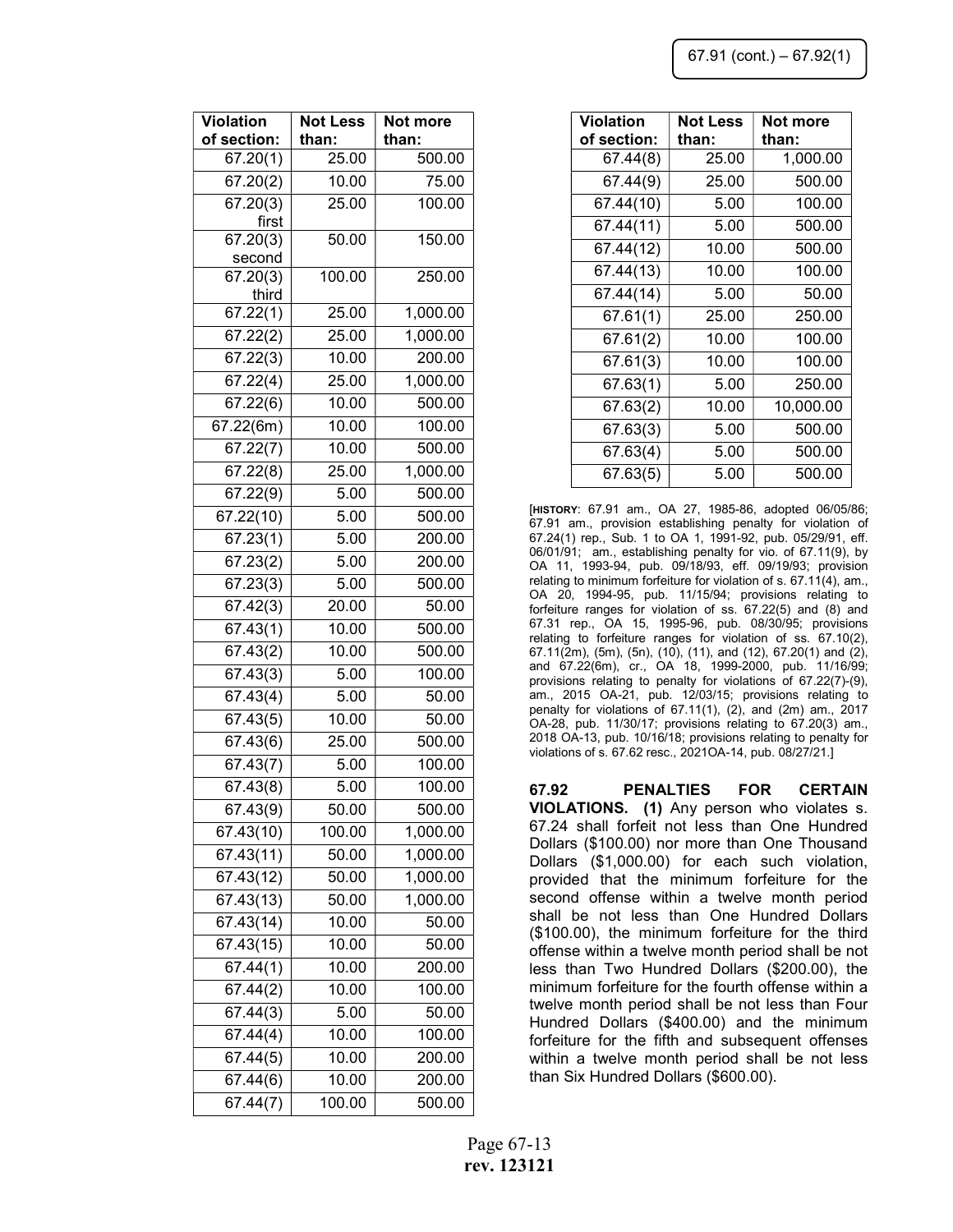| Violation of section: | Not Less than: | Not more than: |
|---|---|---|
| 67.20(1) | 25.00 | 500.00 |
| 67.20(2) | 10.00 | 75.00 |
| 67.20(3) first | 25.00 | 100.00 |
| 67.20(3) second | 50.00 | 150.00 |
| 67.20(3) third | 100.00 | 250.00 |
| 67.22(1) | 25.00 | 1,000.00 |
| 67.22(2) | 25.00 | 1,000.00 |
| 67.22(3) | 10.00 | 200.00 |
| 67.22(4) | 25.00 | 1,000.00 |
| 67.22(6) | 10.00 | 500.00 |
| 67.22(6m) | 10.00 | 100.00 |
| 67.22(7) | 10.00 | 500.00 |
| 67.22(8) | 25.00 | 1,000.00 |
| 67.22(9) | 5.00 | 500.00 |
| 67.22(10) | 5.00 | 500.00 |
| 67.23(1) | 5.00 | 200.00 |
| 67.23(2) | 5.00 | 200.00 |
| 67.23(3) | 5.00 | 500.00 |
| 67.42(3) | 20.00 | 50.00 |
| 67.43(1) | 10.00 | 500.00 |
| 67.43(2) | 10.00 | 500.00 |
| 67.43(3) | 5.00 | 100.00 |
| 67.43(4) | 5.00 | 50.00 |
| 67.43(5) | 10.00 | 50.00 |
| 67.43(6) | 25.00 | 500.00 |
| 67.43(7) | 5.00 | 100.00 |
| 67.43(8) | 5.00 | 100.00 |
| 67.43(9) | 50.00 | 500.00 |
| 67.43(10) | 100.00 | 1,000.00 |
| 67.43(11) | 50.00 | 1,000.00 |
| 67.43(12) | 50.00 | 1,000.00 |
| 67.43(13) | 50.00 | 1,000.00 |
| 67.43(14) | 10.00 | 50.00 |
| 67.43(15) | 10.00 | 50.00 |
| 67.44(1) | 10.00 | 200.00 |
| 67.44(2) | 10.00 | 100.00 |
| 67.44(3) | 5.00 | 50.00 |
| 67.44(4) | 10.00 | 100.00 |
| 67.44(5) | 10.00 | 200.00 |
| 67.44(6) | 10.00 | 200.00 |
| 67.44(7) | 100.00 | 500.00 |
| 67.44(8) | 25.00 | 1,000.00 |
| 67.44(9) | 25.00 | 500.00 |
| 67.44(10) | 5.00 | 100.00 |
| 67.44(11) | 5.00 | 500.00 |
| 67.44(12) | 10.00 | 500.00 |
| 67.44(13) | 10.00 | 100.00 |
| 67.44(14) | 5.00 | 50.00 |
| 67.61(1) | 25.00 | 250.00 |
| 67.61(2) | 10.00 | 100.00 |
| 67.61(3) | 10.00 | 100.00 |
| 67.63(1) | 5.00 | 250.00 |
| 67.63(2) | 10.00 | 10,000.00 |
| 67.63(3) | 5.00 | 500.00 |
| 67.63(4) | 5.00 | 500.00 |
| 67.63(5) | 5.00 | 500.00 |

[**HISTORY**: 67.91 am., OA 27, 1985-86, adopted 06/05/86; 67.91 am., provision establishing penalty for violation of 67.24(1) rep., Sub. 1 to OA 1, 1991-92, pub. 05/29/91, eff. 06/01/91; am., establishing penalty for vio. of 67.11(9), by OA 11, 1993-94, pub. 09/18/93, eff. 09/19/93; provision relating to minimum forfeiture for violation of s. 67.11(4), am., OA 20, 1994-95, pub. 11/15/94; provisions relating to forfeiture ranges for violation of ss. 67.22(5) and (8) and 67.31 rep., OA 15, 1995-96, pub. 08/30/95; provisions relating to forfeiture ranges for violation of ss. 67.10(2), 67.11(2m), (5m), (5n), (10), (11), and (12), 67.20(1) and (2), and 67.22(6m), cr., OA 18, 1999-2000, pub. 11/16/99; provisions relating to penalty for violations of 67.22(7)-(9), am., 2015 OA-21, pub. 12/03/15; provisions relating to penalty for violations of 67.11(1), (2), and (2m) am., 2017 OA-28, pub. 11/30/17; provisions relating to 67.20(3) am., 2018 OA-13, pub. 10/16/18; provisions relating to penalty for violations of s. 67.62 resc., 2021OA-14, pub. 08/27/21.]

**67.92 PENALTIES FOR CERTAIN VIOLATIONS. (1)** Any person who violates s. 67.24 shall forfeit not less than One Hundred Dollars ($100.00) nor more than One Thousand Dollars ($1,000.00) for each such violation, provided that the minimum forfeiture for the second offense within a twelve month period shall be not less than One Hundred Dollars ($100.00), the minimum forfeiture for the third offense within a twelve month period shall be not less than Two Hundred Dollars ($200.00), the minimum forfeiture for the fourth offense within a twelve month period shall be not less than Four Hundred Dollars ($400.00) and the minimum forfeiture for the fifth and subsequent offenses within a twelve month period shall be not less than Six Hundred Dollars ($600.00).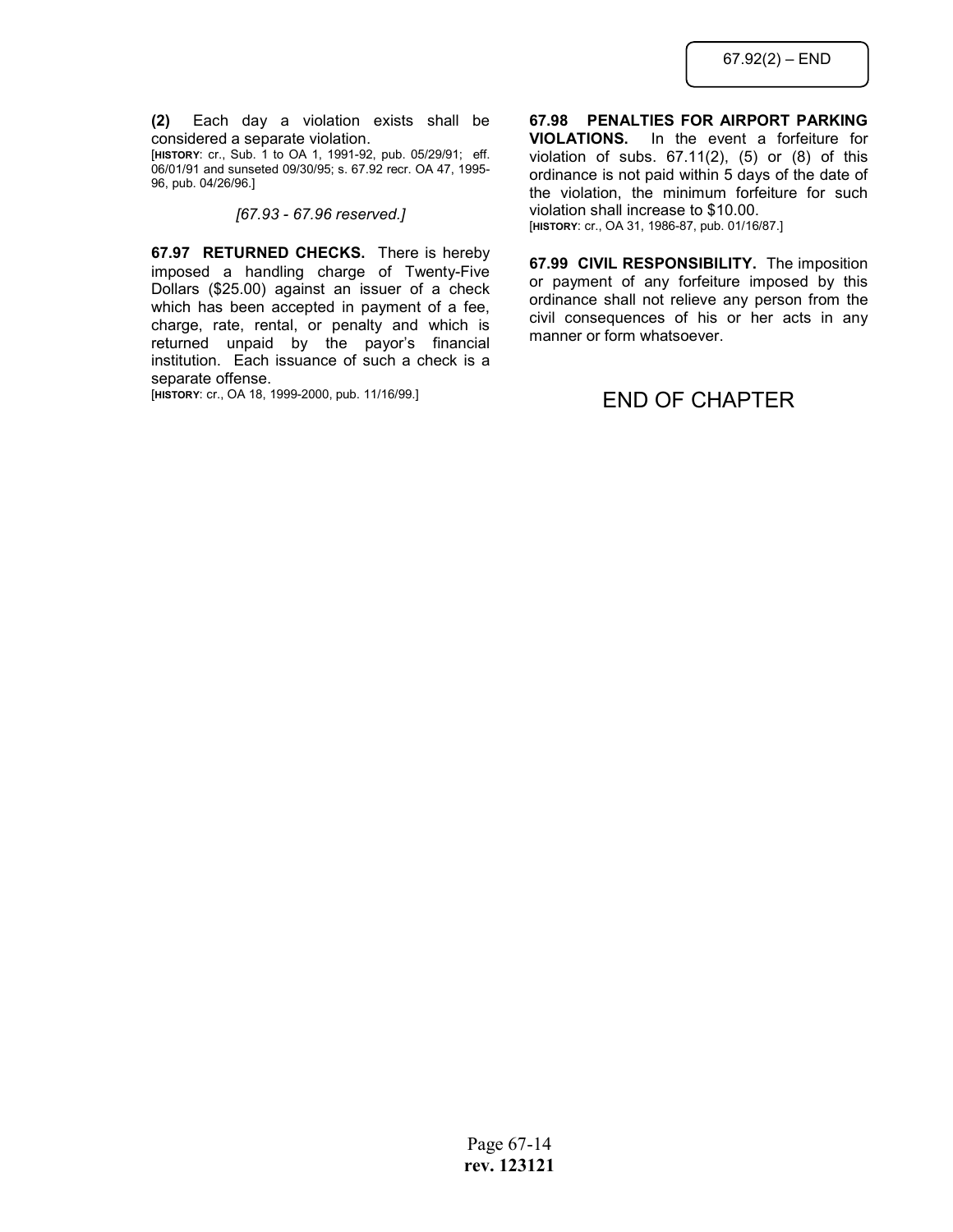**(2)** Each day a violation exists shall be considered a separate violation.
[**HISTORY**: cr., Sub. 1 to OA 1, 1991-92, pub. 05/29/91; eff. 06/01/91 and sunseted 09/30/95; s. 67.92 recr. OA 47, 1995-96, pub. 04/26/96.]

*[67.93 - 67.96 reserved.]*

**67.97 RETURNED CHECKS.** There is hereby imposed a handling charge of Twenty-Five Dollars ($25.00) against an issuer of a check which has been accepted in payment of a fee, charge, rate, rental, or penalty and which is returned unpaid by the payor's financial institution. Each issuance of such a check is a separate offense.
[**HISTORY**: cr., OA 18, 1999-2000, pub. 11/16/99.]

**67.98 PENALTIES FOR AIRPORT PARKING VIOLATIONS.** In the event a forfeiture for violation of subs. 67.11(2), (5) or (8) of this ordinance is not paid within 5 days of the date of the violation, the minimum forfeiture for such violation shall increase to $10.00.
[**HISTORY**: cr., OA 31, 1986-87, pub. 01/16/87.]

**67.99 CIVIL RESPONSIBILITY.** The imposition or payment of any forfeiture imposed by this ordinance shall not relieve any person from the civil consequences of his or her acts in any manner or form whatsoever.

END OF CHAPTER